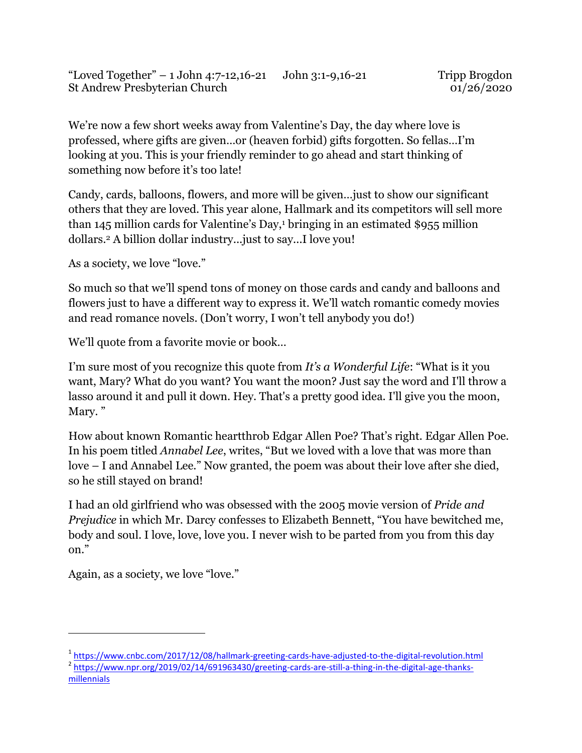"Loved Together" – 1 John 4:7-12,16-21 John 3:1-9,16-21 Tripp Brogdon
St Andrew Presbyterian Church 01/26/2020

We're now a few short weeks away from Valentine's Day, the day where love is professed, where gifts are given…or (heaven forbid) gifts forgotten. So fellas…I'm looking at you. This is your friendly reminder to go ahead and start thinking of something now before it's too late!

Candy, cards, balloons, flowers, and more will be given…just to show our significant others that they are loved. This year alone, Hallmark and its competitors will sell more than 145 million cards for Valentine's Day,[1] bringing in an estimated $955 million dollars.[2] A billion dollar industry…just to say…I love you!

As a society, we love "love."

So much so that we'll spend tons of money on those cards and candy and balloons and flowers just to have a different way to express it. We'll watch romantic comedy movies and read romance novels. (Don't worry, I won't tell anybody you do!)

We'll quote from a favorite movie or book…

I'm sure most of you recognize this quote from *It's a Wonderful Life*: "What is it you want, Mary? What do you want? You want the moon? Just say the word and I'll throw a lasso around it and pull it down. Hey. That's a pretty good idea. I'll give you the moon, Mary. "

How about known Romantic heartthrob Edgar Allen Poe? That's right. Edgar Allen Poe. In his poem titled *Annabel Lee*, writes, "But we loved with a love that was more than love – I and Annabel Lee." Now granted, the poem was about their love after she died, so he still stayed on brand!

I had an old girlfriend who was obsessed with the 2005 movie version of *Pride and Prejudice* in which Mr. Darcy confesses to Elizabeth Bennett, "You have bewitched me, body and soul. I love, love, love you. I never wish to be parted from you from this day on."

Again, as a society, we love "love."

---

[1] https://www.cnbc.com/2017/12/08/hallmark-greeting-cards-have-adjusted-to-the-digital-revolution.html

[2] https://www.npr.org/2019/02/14/691963430/greeting-cards-are-still-a-thing-in-the-digital-age-thanks-millennials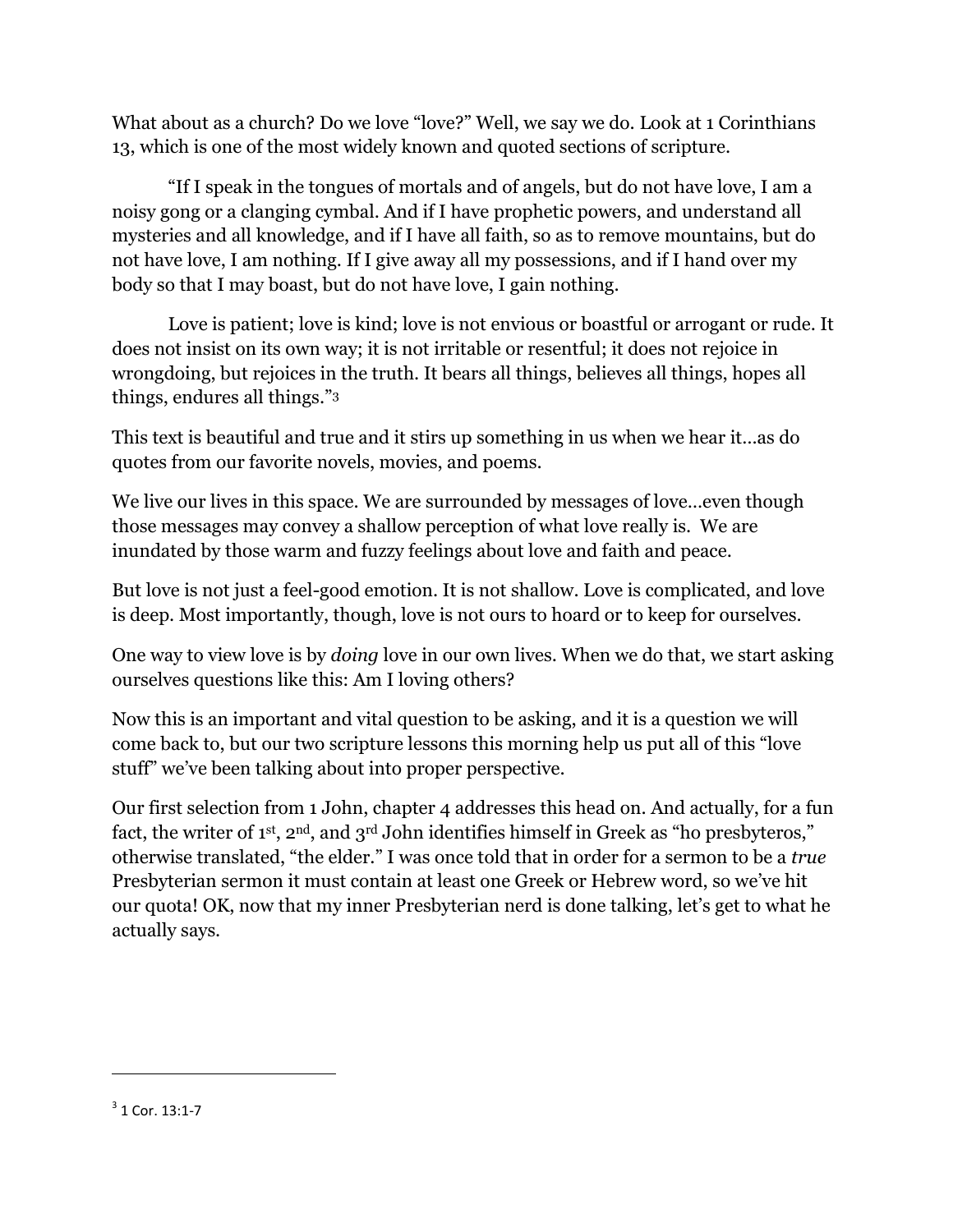What about as a church? Do we love "love?" Well, we say we do. Look at 1 Corinthians 13, which is one of the most widely known and quoted sections of scripture.

"If I speak in the tongues of mortals and of angels, but do not have love, I am a noisy gong or a clanging cymbal. And if I have prophetic powers, and understand all mysteries and all knowledge, and if I have all faith, so as to remove mountains, but do not have love, I am nothing. If I give away all my possessions, and if I hand over my body so that I may boast, but do not have love, I gain nothing.

Love is patient; love is kind; love is not envious or boastful or arrogant or rude. It does not insist on its own way; it is not irritable or resentful; it does not rejoice in wrongdoing, but rejoices in the truth. It bears all things, believes all things, hopes all things, endures all things."[3]

This text is beautiful and true and it stirs up something in us when we hear it…as do quotes from our favorite novels, movies, and poems.

We live our lives in this space. We are surrounded by messages of love…even though those messages may convey a shallow perception of what love really is. We are inundated by those warm and fuzzy feelings about love and faith and peace.

But love is not just a feel-good emotion. It is not shallow. Love is complicated, and love is deep. Most importantly, though, love is not ours to hoard or to keep for ourselves.

One way to view love is by *doing* love in our own lives. When we do that, we start asking ourselves questions like this: Am I loving others?

Now this is an important and vital question to be asking, and it is a question we will come back to, but our two scripture lessons this morning help us put all of this "love stuff" we've been talking about into proper perspective.

Our first selection from 1 John, chapter 4 addresses this head on. And actually, for a fun fact, the writer of 1st, 2nd, and 3rd John identifies himself in Greek as "ho presbyteros," otherwise translated, "the elder." I was once told that in order for a sermon to be a *true* Presbyterian sermon it must contain at least one Greek or Hebrew word, so we've hit our quota! OK, now that my inner Presbyterian nerd is done talking, let's get to what he actually says.

---

[3] 1 Cor. 13:1-7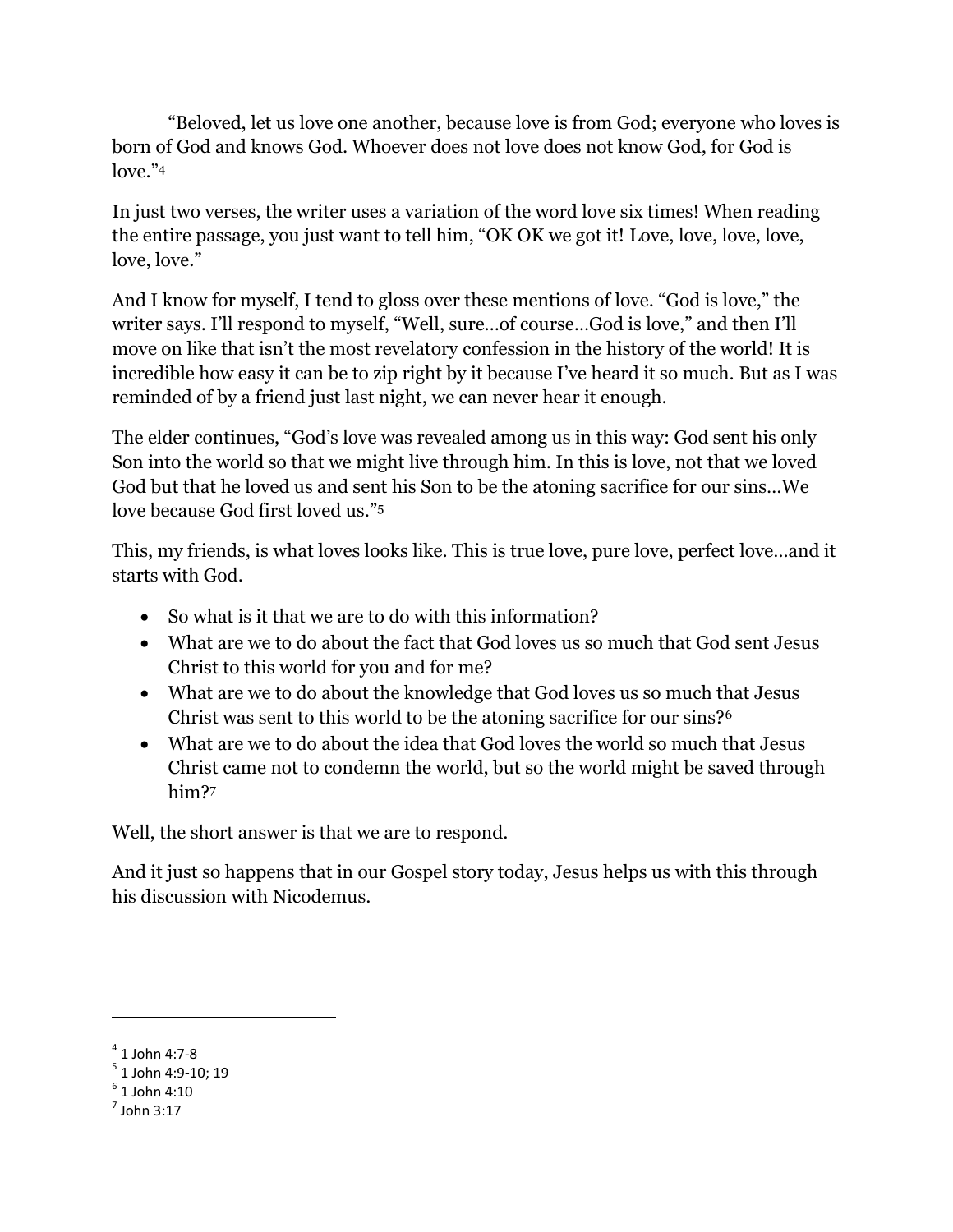“Beloved, let us love one another, because love is from God; everyone who loves is born of God and knows God. Whoever does not love does not know God, for God is love.”[4]

In just two verses, the writer uses a variation of the word love six times! When reading the entire passage, you just want to tell him, “OK OK we got it! Love, love, love, love, love, love.”

And I know for myself, I tend to gloss over these mentions of love. “God is love,” the writer says. I’ll respond to myself, “Well, sure…of course…God is love,” and then I’ll move on like that isn’t the most revelatory confession in the history of the world! It is incredible how easy it can be to zip right by it because I’ve heard it so much. But as I was reminded of by a friend just last night, we can never hear it enough.

The elder continues, “God’s love was revealed among us in this way: God sent his only Son into the world so that we might live through him. In this is love, not that we loved God but that he loved us and sent his Son to be the atoning sacrifice for our sins…We love because God first loved us.”[5]

This, my friends, is what loves looks like. This is true love, pure love, perfect love…and it starts with God.

- So what is it that we are to do with this information?
- What are we to do about the fact that God loves us so much that God sent Jesus Christ to this world for you and for me?
- What are we to do about the knowledge that God loves us so much that Jesus Christ was sent to this world to be the atoning sacrifice for our sins?[6]
- What are we to do about the idea that God loves the world so much that Jesus Christ came not to condemn the world, but so the world might be saved through him?[7]

Well, the short answer is that we are to respond.

And it just so happens that in our Gospel story today, Jesus helps us with this through his discussion with Nicodemus.

---

[4] 1 John 4:7-8
[5] 1 John 4:9-10; 19
[6] 1 John 4:10
[7] John 3:17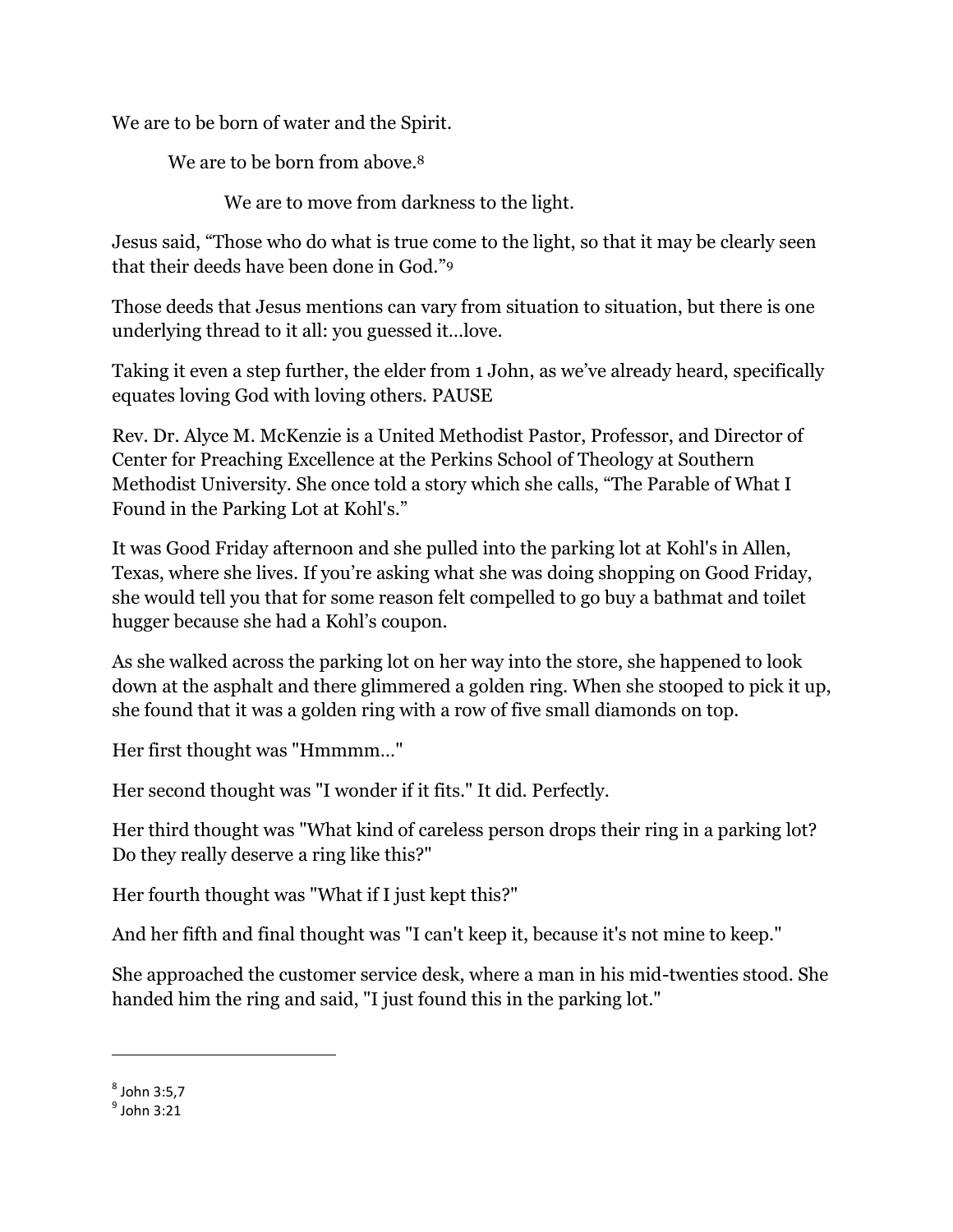We are to be born of water and the Spirit.

We are to be born from above.[8]

We are to move from darkness to the light.

Jesus said, "Those who do what is true come to the light, so that it may be clearly seen that their deeds have been done in God."[9]

Those deeds that Jesus mentions can vary from situation to situation, but there is one underlying thread to it all: you guessed it…love.

Taking it even a step further, the elder from 1 John, as we've already heard, specifically equates loving God with loving others. PAUSE

Rev. Dr. Alyce M. McKenzie is a United Methodist Pastor, Professor, and Director of Center for Preaching Excellence at the Perkins School of Theology at Southern Methodist University. She once told a story which she calls, "The Parable of What I Found in the Parking Lot at Kohl's."

It was Good Friday afternoon and she pulled into the parking lot at Kohl's in Allen, Texas, where she lives. If you're asking what she was doing shopping on Good Friday, she would tell you that for some reason felt compelled to go buy a bathmat and toilet hugger because she had a Kohl's coupon.

As she walked across the parking lot on her way into the store, she happened to look down at the asphalt and there glimmered a golden ring. When she stooped to pick it up, she found that it was a golden ring with a row of five small diamonds on top.

Her first thought was "Hmmmm…"

Her second thought was "I wonder if it fits." It did. Perfectly.

Her third thought was "What kind of careless person drops their ring in a parking lot? Do they really deserve a ring like this?"

Her fourth thought was "What if I just kept this?"

And her fifth and final thought was "I can't keep it, because it's not mine to keep."

She approached the customer service desk, where a man in his mid-twenties stood. She handed him the ring and said, "I just found this in the parking lot."

---

[8] John 3:5,7

[9] John 3:21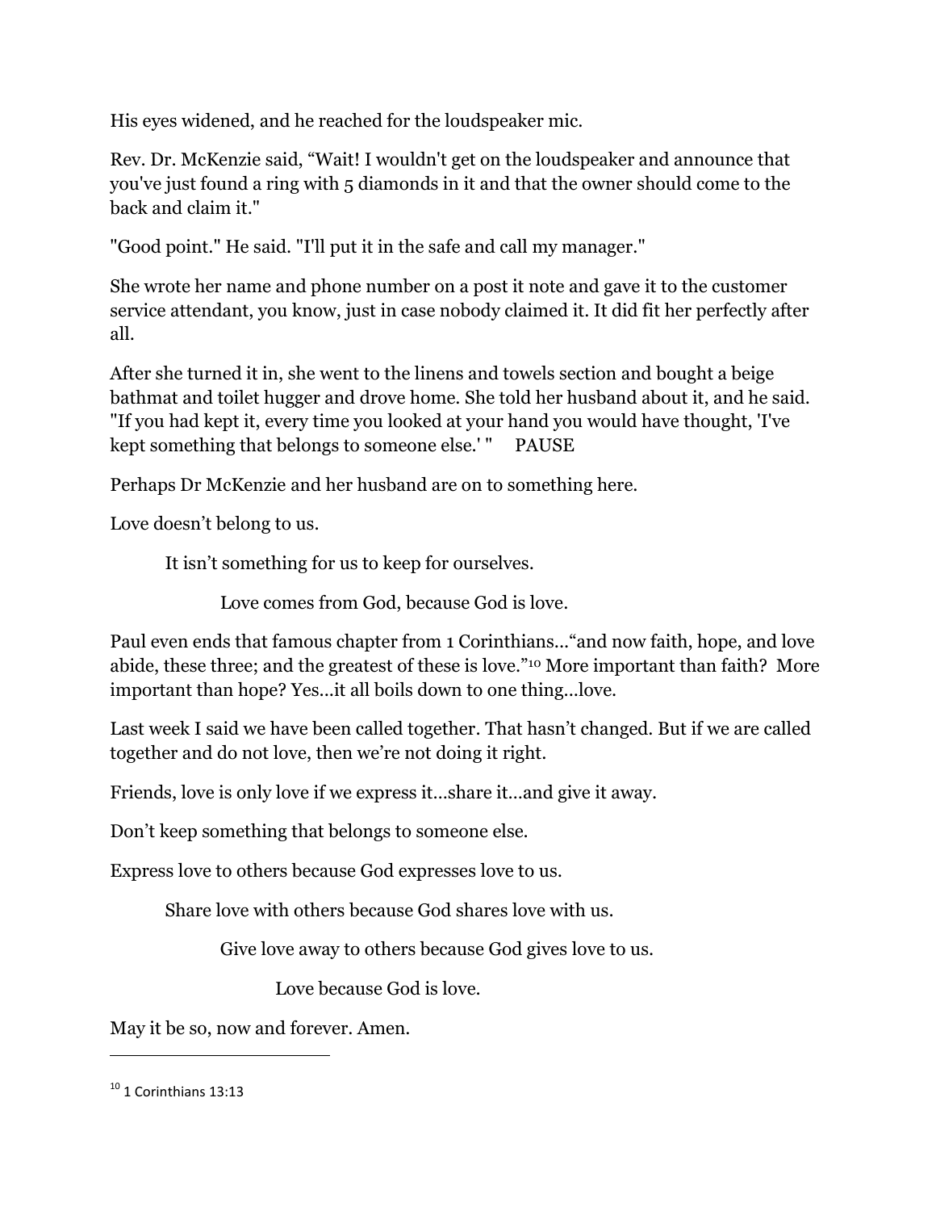His eyes widened, and he reached for the loudspeaker mic.

Rev. Dr. McKenzie said, "Wait! I wouldn't get on the loudspeaker and announce that you've just found a ring with 5 diamonds in it and that the owner should come to the back and claim it."

"Good point." He said. "I'll put it in the safe and call my manager."

She wrote her name and phone number on a post it note and gave it to the customer service attendant, you know, just in case nobody claimed it. It did fit her perfectly after all.

After she turned it in, she went to the linens and towels section and bought a beige bathmat and toilet hugger and drove home. She told her husband about it, and he said. "If you had kept it, every time you looked at your hand you would have thought, 'I've kept something that belongs to someone else.' " PAUSE

Perhaps Dr McKenzie and her husband are on to something here.

Love doesn't belong to us.

It isn't something for us to keep for ourselves.

Love comes from God, because God is love.

Paul even ends that famous chapter from 1 Corinthians…"and now faith, hope, and love abide, these three; and the greatest of these is love."[10] More important than faith? More important than hope? Yes…it all boils down to one thing…love.

Last week I said we have been called together. That hasn't changed. But if we are called together and do not love, then we're not doing it right.

Friends, love is only love if we express it…share it…and give it away.

Don't keep something that belongs to someone else.

Express love to others because God expresses love to us.

Share love with others because God shares love with us.

Give love away to others because God gives love to us.

Love because God is love.

May it be so, now and forever. Amen.

---

[10] 1 Corinthians 13:13